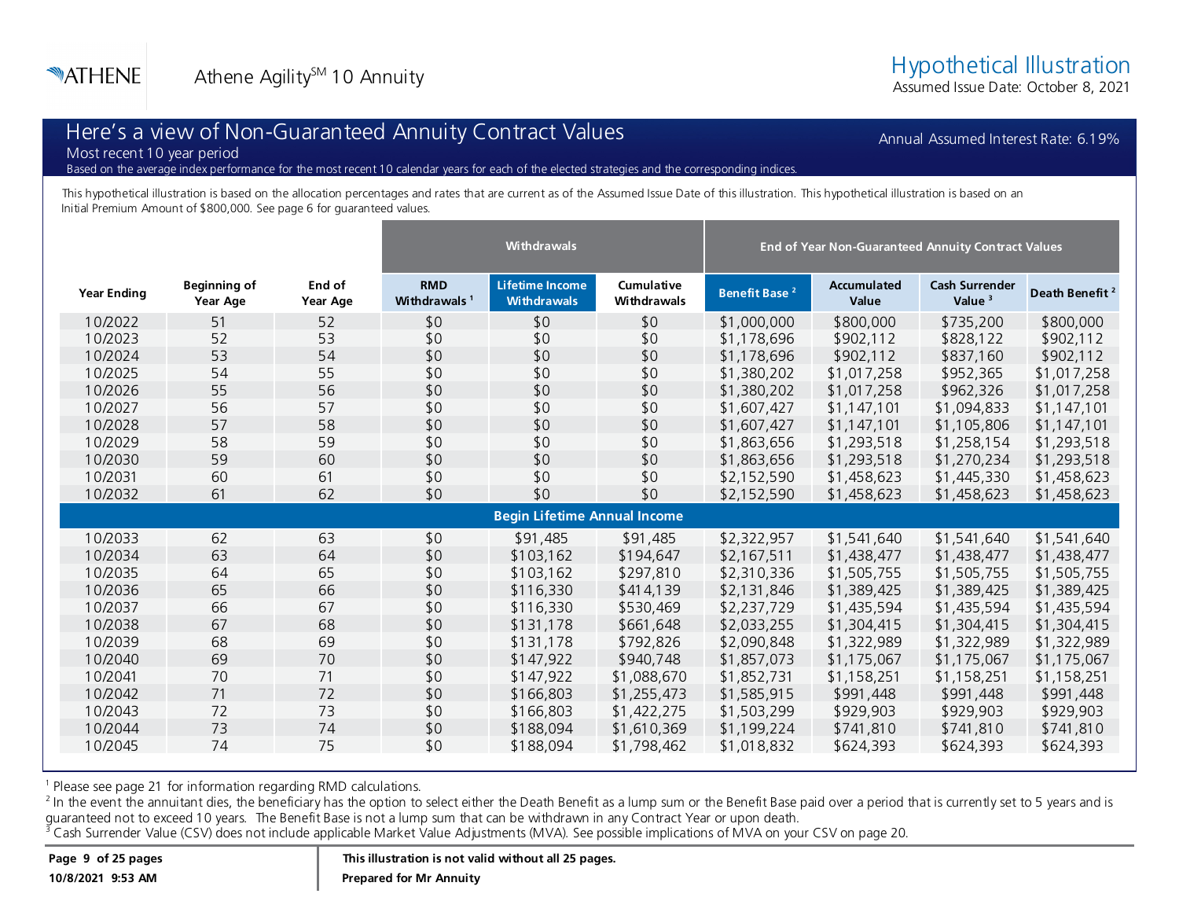Athene Agility[SM] 10 Annuity

# Hypothetical Illustration

Assumed Issue Date: October 8, 2021

## Here's a view of Non-Guaranteed Annuity Contract Values

Most recent 10 year period

Based on the average index performance for the most recent 10 calendar years for each of the elected strategies and the corresponding indices.

Annual Assumed Interest Rate: 6.19%

This hypothetical illustration is based on the allocation percentages and rates that are current as of the Assumed Issue Date of this illustration. This hypothetical illustration is based on an Initial Premium Amount of $800,000. See page 6 for guaranteed values.

| | | | Withdrawals | | | End of Year Non-Guaranteed Annuity Contract Values | | | |
|---|---|---|---|---|---|---|---|---|---|
| Year Ending | Beginning of Year Age | End of Year Age | RMD Withdrawals [1] | Lifetime Income Withdrawals | Cumulative Withdrawals | Benefit Base [2] | Accumulated Value | Cash Surrender Value [3] | Death Benefit [2] |
| 10/2022 | 51 | 52 | $0 | $0 | $0 | $1,000,000 | $800,000 | $735,200 | $800,000 |
| 10/2023 | 52 | 53 | $0 | $0 | $0 | $1,178,696 | $902,112 | $828,122 | $902,112 |
| 10/2024 | 53 | 54 | $0 | $0 | $0 | $1,178,696 | $902,112 | $837,160 | $902,112 |
| 10/2025 | 54 | 55 | $0 | $0 | $0 | $1,380,202 | $1,017,258 | $952,365 | $1,017,258 |
| 10/2026 | 55 | 56 | $0 | $0 | $0 | $1,380,202 | $1,017,258 | $962,326 | $1,017,258 |
| 10/2027 | 56 | 57 | $0 | $0 | $0 | $1,607,427 | $1,147,101 | $1,094,833 | $1,147,101 |
| 10/2028 | 57 | 58 | $0 | $0 | $0 | $1,607,427 | $1,147,101 | $1,105,806 | $1,147,101 |
| 10/2029 | 58 | 59 | $0 | $0 | $0 | $1,863,656 | $1,293,518 | $1,258,154 | $1,293,518 |
| 10/2030 | 59 | 60 | $0 | $0 | $0 | $1,863,656 | $1,293,518 | $1,270,234 | $1,293,518 |
| 10/2031 | 60 | 61 | $0 | $0 | $0 | $2,152,590 | $1,458,623 | $1,445,330 | $1,458,623 |
| 10/2032 | 61 | 62 | $0 | $0 | $0 | $2,152,590 | $1,458,623 | $1,458,623 | $1,458,623 |
| **Begin Lifetime Annual Income** | | | | | | | | | |
| 10/2033 | 62 | 63 | $0 | $91,485 | $91,485 | $2,322,957 | $1,541,640 | $1,541,640 | $1,541,640 |
| 10/2034 | 63 | 64 | $0 | $103,162 | $194,647 | $2,167,511 | $1,438,477 | $1,438,477 | $1,438,477 |
| 10/2035 | 64 | 65 | $0 | $103,162 | $297,810 | $2,310,336 | $1,505,755 | $1,505,755 | $1,505,755 |
| 10/2036 | 65 | 66 | $0 | $116,330 | $414,139 | $2,131,846 | $1,389,425 | $1,389,425 | $1,389,425 |
| 10/2037 | 66 | 67 | $0 | $116,330 | $530,469 | $2,237,729 | $1,435,594 | $1,435,594 | $1,435,594 |
| 10/2038 | 67 | 68 | $0 | $131,178 | $661,648 | $2,033,255 | $1,304,415 | $1,304,415 | $1,304,415 |
| 10/2039 | 68 | 69 | $0 | $131,178 | $792,826 | $2,090,848 | $1,322,989 | $1,322,989 | $1,322,989 |
| 10/2040 | 69 | 70 | $0 | $147,922 | $940,748 | $1,857,073 | $1,175,067 | $1,175,067 | $1,175,067 |
| 10/2041 | 70 | 71 | $0 | $147,922 | $1,088,670 | $1,852,731 | $1,158,251 | $1,158,251 | $1,158,251 |
| 10/2042 | 71 | 72 | $0 | $166,803 | $1,255,473 | $1,585,915 | $991,448 | $991,448 | $991,448 |
| 10/2043 | 72 | 73 | $0 | $166,803 | $1,422,275 | $1,503,299 | $929,903 | $929,903 | $929,903 |
| 10/2044 | 73 | 74 | $0 | $188,094 | $1,610,369 | $1,199,224 | $741,810 | $741,810 | $741,810 |
| 10/2045 | 74 | 75 | $0 | $188,094 | $1,798,462 | $1,018,832 | $624,393 | $624,393 | $624,393 |

[1] Please see page 21 for information regarding RMD calculations.

[2] In the event the annuitant dies, the beneficiary has the option to select either the Death Benefit as a lump sum or the Benefit Base paid over a period that is currently set to 5 years and is guaranteed not to exceed 10 years. The Benefit Base is not a lump sum that can be withdrawn in any Contract Year or upon death.

[3] Cash Surrender Value (CSV) does not include applicable Market Value Adjustments (MVA). See possible implications of MVA on your CSV on page 20.

10/8/2021 9:53 AM

**This illustration is not valid without all 25 pages.**

**Prepared for Mr Annuity**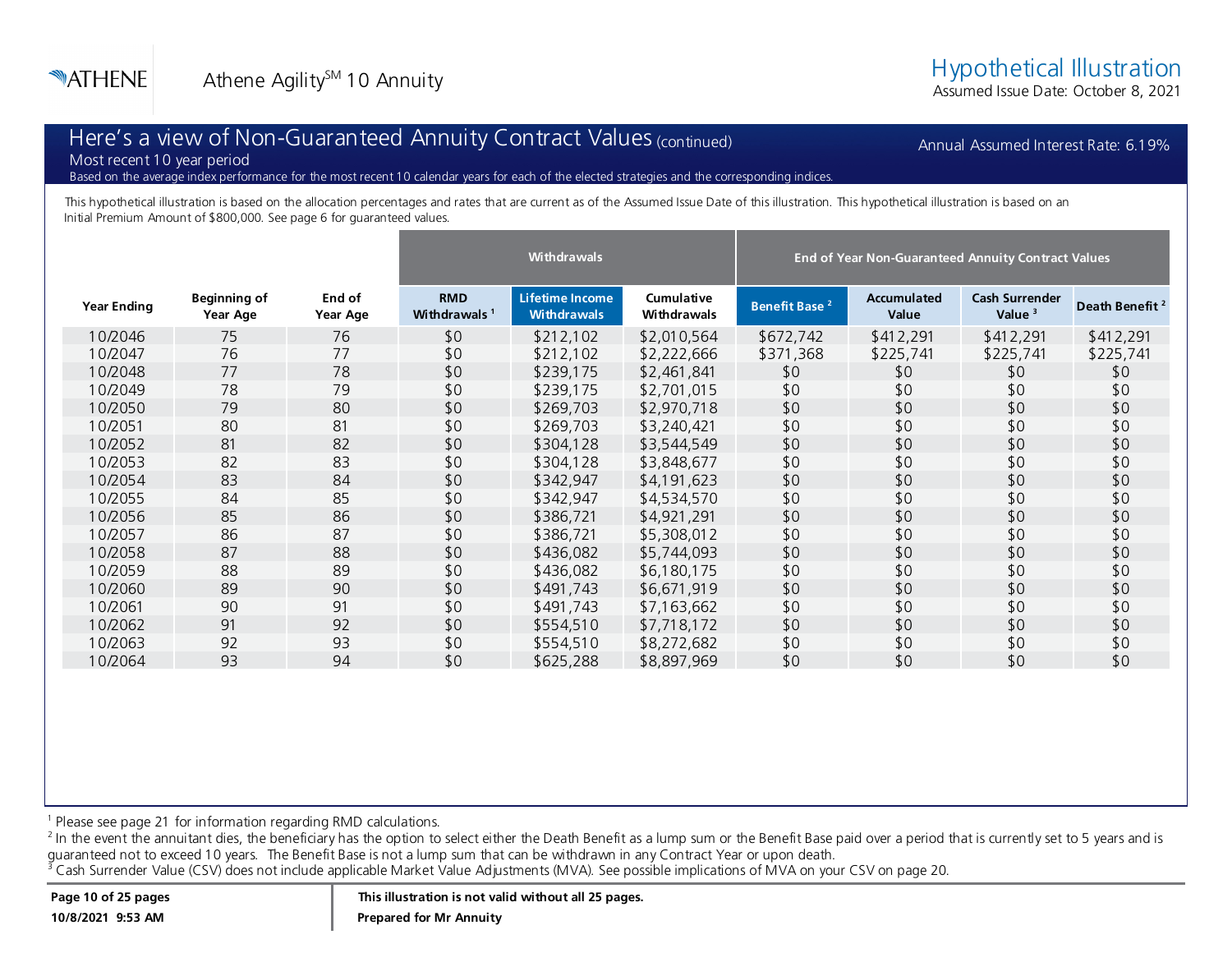Athene Agility[SM] 10 Annuity

# Hypothetical Illustration

Assumed Issue Date: October 8, 2021

## Here's a view of Non-Guaranteed Annuity Contract Values (continued)

Most recent 10 year period

Based on the average index performance for the most recent 10 calendar years for each of the elected strategies and the corresponding indices.

Annual Assumed Interest Rate: 6.19%

This hypothetical illustration is based on the allocation percentages and rates that are current as of the Assumed Issue Date of this illustration. This hypothetical illustration is based on an Initial Premium Amount of $800,000. See page 6 for guaranteed values.

| | | | Withdrawals | | | End of Year Non-Guaranteed Annuity Contract Values | | | |
|---|---|---|---|---|---|---|---|---|---|
| Year Ending | Beginning of Year Age | End of Year Age | RMD Withdrawals [1] | Lifetime Income Withdrawals | Cumulative Withdrawals | Benefit Base [2] | Accumulated Value | Cash Surrender Value [3] | Death Benefit [2] |
| 10/2046 | 75 | 76 | $0 | $212,102 | $2,010,564 | $672,742 | $412,291 | $412,291 | $412,291 |
| 10/2047 | 76 | 77 | $0 | $212,102 | $2,222,666 | $371,368 | $225,741 | $225,741 | $225,741 |
| 10/2048 | 77 | 78 | $0 | $239,175 | $2,461,841 | $0 | $0 | $0 | $0 |
| 10/2049 | 78 | 79 | $0 | $239,175 | $2,701,015 | $0 | $0 | $0 | $0 |
| 10/2050 | 79 | 80 | $0 | $269,703 | $2,970,718 | $0 | $0 | $0 | $0 |
| 10/2051 | 80 | 81 | $0 | $269,703 | $3,240,421 | $0 | $0 | $0 | $0 |
| 10/2052 | 81 | 82 | $0 | $304,128 | $3,544,549 | $0 | $0 | $0 | $0 |
| 10/2053 | 82 | 83 | $0 | $304,128 | $3,848,677 | $0 | $0 | $0 | $0 |
| 10/2054 | 83 | 84 | $0 | $342,947 | $4,191,623 | $0 | $0 | $0 | $0 |
| 10/2055 | 84 | 85 | $0 | $342,947 | $4,534,570 | $0 | $0 | $0 | $0 |
| 10/2056 | 85 | 86 | $0 | $386,721 | $4,921,291 | $0 | $0 | $0 | $0 |
| 10/2057 | 86 | 87 | $0 | $386,721 | $5,308,012 | $0 | $0 | $0 | $0 |
| 10/2058 | 87 | 88 | $0 | $436,082 | $5,744,093 | $0 | $0 | $0 | $0 |
| 10/2059 | 88 | 89 | $0 | $436,082 | $6,180,175 | $0 | $0 | $0 | $0 |
| 10/2060 | 89 | 90 | $0 | $491,743 | $6,671,919 | $0 | $0 | $0 | $0 |
| 10/2061 | 90 | 91 | $0 | $491,743 | $7,163,662 | $0 | $0 | $0 | $0 |
| 10/2062 | 91 | 92 | $0 | $554,510 | $7,718,172 | $0 | $0 | $0 | $0 |
| 10/2063 | 92 | 93 | $0 | $554,510 | $8,272,682 | $0 | $0 | $0 | $0 |
| 10/2064 | 93 | 94 | $0 | $625,288 | $8,897,969 | $0 | $0 | $0 | $0 |

[1] Please see page 21 for information regarding RMD calculations.

[2] In the event the annuitant dies, the beneficiary has the option to select either the Death Benefit as a lump sum or the Benefit Base paid over a period that is currently set to 5 years and is guaranteed not to exceed 10 years. The Benefit Base is not a lump sum that can be withdrawn in any Contract Year or upon death.

[3] Cash Surrender Value (CSV) does not include applicable Market Value Adjustments (MVA). See possible implications of MVA on your CSV on page 20.

10/8/2021 9:53 AM

This illustration is not valid without all 25 pages.

Prepared for Mr Annuity